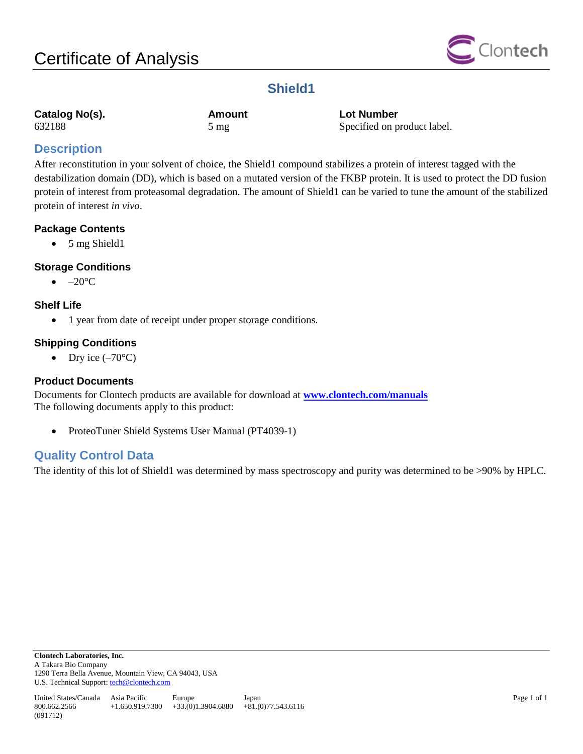# Certificate of Analysis

## Shield1

| Catalog No(s). | Amount | Lot Number |
| --- | --- | --- |
| 632188 | 5 mg | Specified on product label. |

## Description

After reconstitution in your solvent of choice, the Shield1 compound stabilizes a protein of interest tagged with the destabilization domain (DD), which is based on a mutated version of the FKBP protein. It is used to protect the DD fusion protein of interest from proteasomal degradation. The amount of Shield1 can be varied to tune the amount of the stabilized protein of interest *in vivo*.

### Package Contents

- 5 mg Shield1

### Storage Conditions

- –20°C

### Shelf Life

- 1 year from date of receipt under proper storage conditions.

### Shipping Conditions

- Dry ice (–70°C)

### Product Documents

Documents for Clontech products are available for download at **www.clontech.com/manuals**
The following documents apply to this product:

- ProteoTuner Shield Systems User Manual (PT4039-1)

## Quality Control Data

The identity of this lot of Shield1 was determined by mass spectroscopy and purity was determined to be >90% by HPLC.

**Clontech Laboratories, Inc.**
A Takara Bio Company
1290 Terra Bella Avenue, Mountain View, CA 94043, USA
U.S. Technical Support: tech@clontech.com

| United States/Canada | Asia Pacific | Europe | Japan |
| --- | --- | --- | --- |
| 800.662.2566 | +1.650.919.7300 | +33.(0)1.3904.6880 | +81.(0)77.543.6116 |

(091712)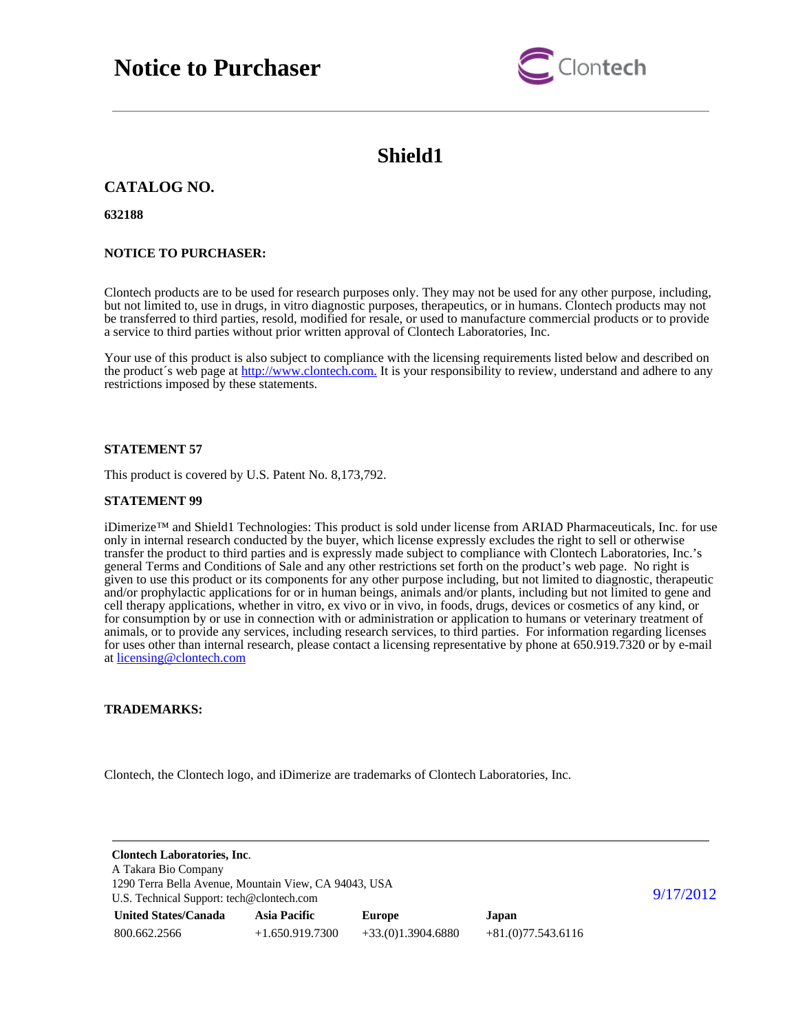# Notice to Purchaser

## Shield1

### CATALOG NO.

**632188**

**NOTICE TO PURCHASER:**

Clontech products are to be used for research purposes only. They may not be used for any other purpose, including, but not limited to, use in drugs, in vitro diagnostic purposes, therapeutics, or in humans. Clontech products may not be transferred to third parties, resold, modified for resale, or used to manufacture commercial products or to provide a service to third parties without prior written approval of Clontech Laboratories, Inc.

Your use of this product is also subject to compliance with the licensing requirements listed below and described on the product´s web page at http://www.clontech.com. It is your responsibility to review, understand and adhere to any restrictions imposed by these statements.

**STATEMENT 57**

This product is covered by U.S. Patent No. 8,173,792.

**STATEMENT 99**

iDimerize™ and Shield1 Technologies: This product is sold under license from ARIAD Pharmaceuticals, Inc. for use only in internal research conducted by the buyer, which license expressly excludes the right to sell or otherwise transfer the product to third parties and is expressly made subject to compliance with Clontech Laboratories, Inc.'s general Terms and Conditions of Sale and any other restrictions set forth on the product's web page. No right is given to use this product or its components for any other purpose including, but not limited to, diagnostic, therapeutic and/or prophylactic applications for or in human beings, animals and/or plants, including but not limited to gene and cell therapy applications, whether in vitro, ex vivo or in vivo, in foods, drugs, devices or cosmetics of any kind, or for consumption by or use in connection with or administration or application to humans or veterinary treatment of animals, or to provide any services, including research services, to third parties. For information regarding licenses for uses other than internal research, please contact a licensing representative by phone at 650.919.7320 or by e-mail at licensing@clontech.com

**TRADEMARKS:**

Clontech, the Clontech logo, and iDimerize are trademarks of Clontech Laboratories, Inc.

**Clontech Laboratories, Inc**.
A Takara Bio Company
1290 Terra Bella Avenue, Mountain View, CA 94043, USA
U.S. Technical Support: tech@clontech.com

| United States/Canada | Asia Pacific | Europe | Japan |
| --- | --- | --- | --- |
| 800.662.2566 | +1.650.919.7300 | +33.(0)1.3904.6880 | +81.(0)77.543.6116 |

9/17/2012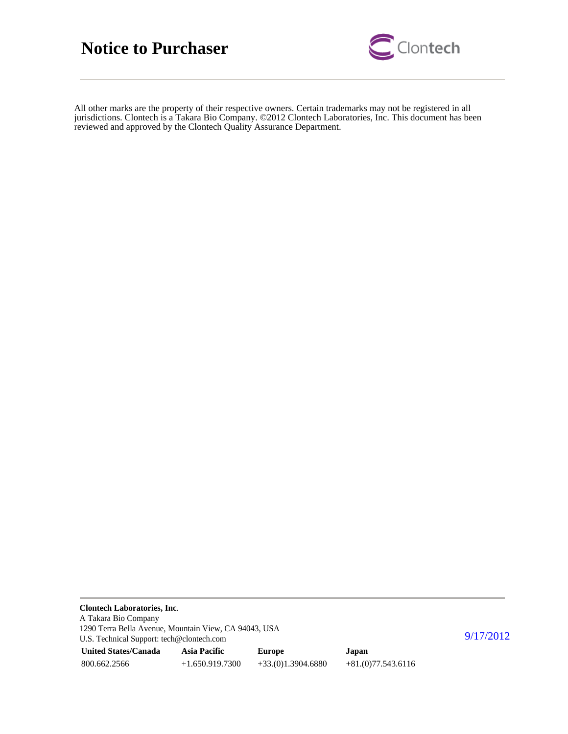All other marks are the property of their respective owners. Certain trademarks may not be registered in all jurisdictions. Clontech is a Takara Bio Company. ©2012 Clontech Laboratories, Inc. This document has been reviewed and approved by the Clontech Quality Assurance Department.